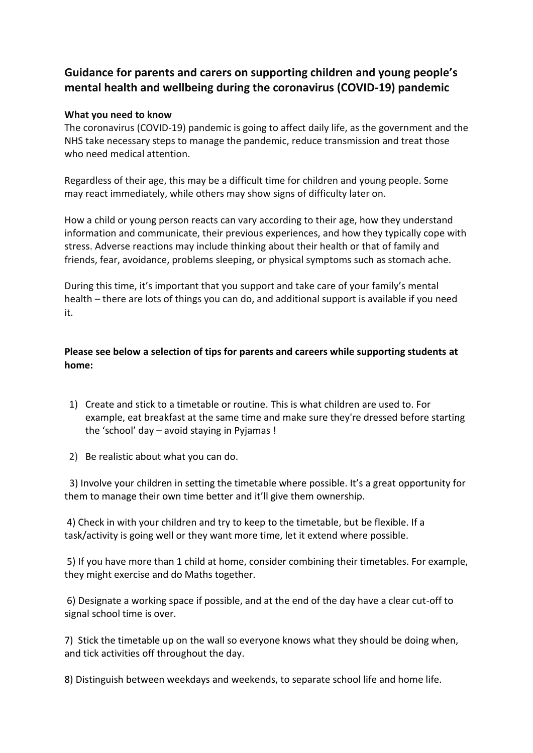## Guidance for parents and carers on supporting children and young people's mental health and wellbeing during the coronavirus (COVID-19) pandemic

**What you need to know**

The coronavirus (COVID-19) pandemic is going to affect daily life, as the government and the NHS take necessary steps to manage the pandemic, reduce transmission and treat those who need medical attention.

Regardless of their age, this may be a difficult time for children and young people. Some may react immediately, while others may show signs of difficulty later on.

How a child or young person reacts can vary according to their age, how they understand information and communicate, their previous experiences, and how they typically cope with stress. Adverse reactions may include thinking about their health or that of family and friends, fear, avoidance, problems sleeping, or physical symptoms such as stomach ache.

During this time, it's important that you support and take care of your family's mental health – there are lots of things you can do, and additional support is available if you need it.

**Please see below a selection of tips for parents and careers while supporting students at home:**

1) Create and stick to a timetable or routine. This is what children are used to. For example, eat breakfast at the same time and make sure they're dressed before starting the 'school' day – avoid staying in Pyjamas !

2) Be realistic about what you can do.

3) Involve your children in setting the timetable where possible. It's a great opportunity for them to manage their own time better and it'll give them ownership.

4) Check in with your children and try to keep to the timetable, but be flexible. If a task/activity is going well or they want more time, let it extend where possible.

5) If you have more than 1 child at home, consider combining their timetables. For example, they might exercise and do Maths together.

6) Designate a working space if possible, and at the end of the day have a clear cut-off to signal school time is over.

7) Stick the timetable up on the wall so everyone knows what they should be doing when, and tick activities off throughout the day.

8) Distinguish between weekdays and weekends, to separate school life and home life.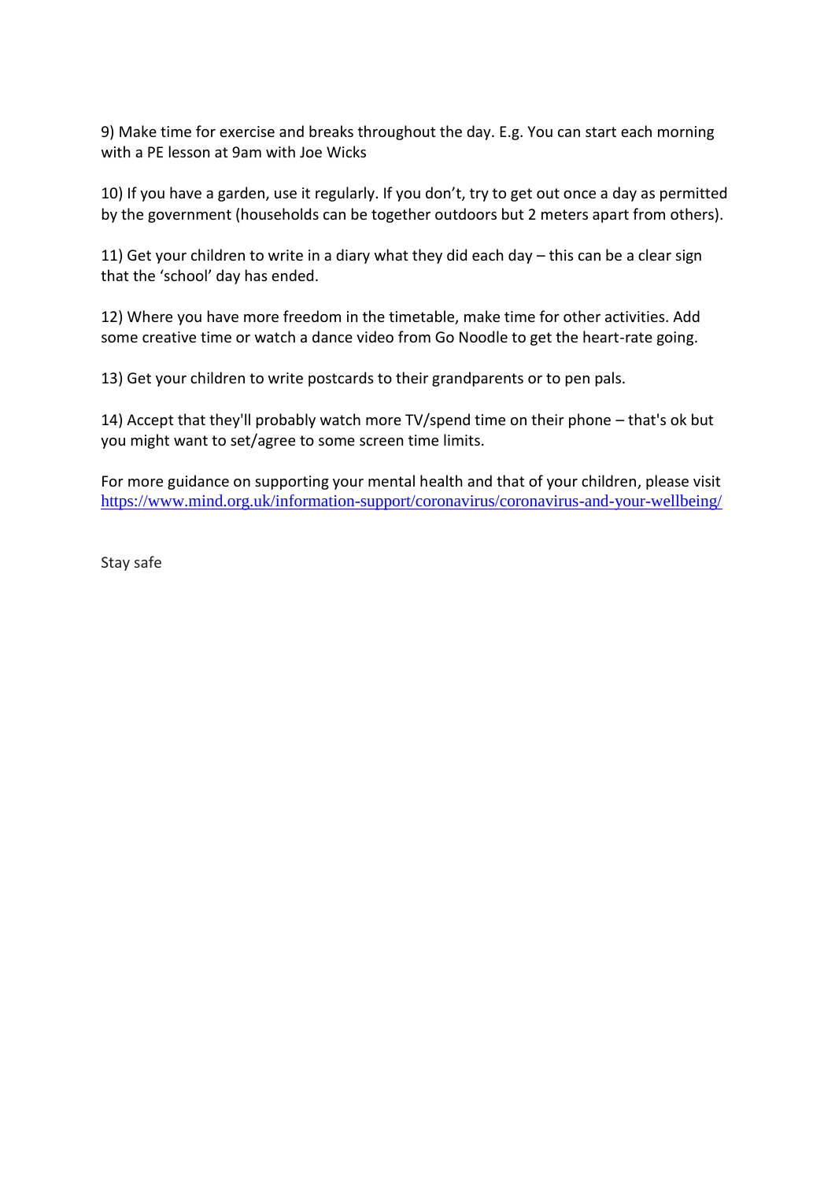9) Make time for exercise and breaks throughout the day. E.g. You can start each morning with a PE lesson at 9am with Joe Wicks

10) If you have a garden, use it regularly. If you don't, try to get out once a day as permitted by the government (households can be together outdoors but 2 meters apart from others).

11) Get your children to write in a diary what they did each day – this can be a clear sign that the 'school' day has ended.

12) Where you have more freedom in the timetable, make time for other activities. Add some creative time or watch a dance video from Go Noodle to get the heart-rate going.

13) Get your children to write postcards to their grandparents or to pen pals.

14) Accept that they'll probably watch more TV/spend time on their phone – that's ok but you might want to set/agree to some screen time limits.

For more guidance on supporting your mental health and that of your children, please visit https://www.mind.org.uk/information-support/coronavirus/coronavirus-and-your-wellbeing/

Stay safe